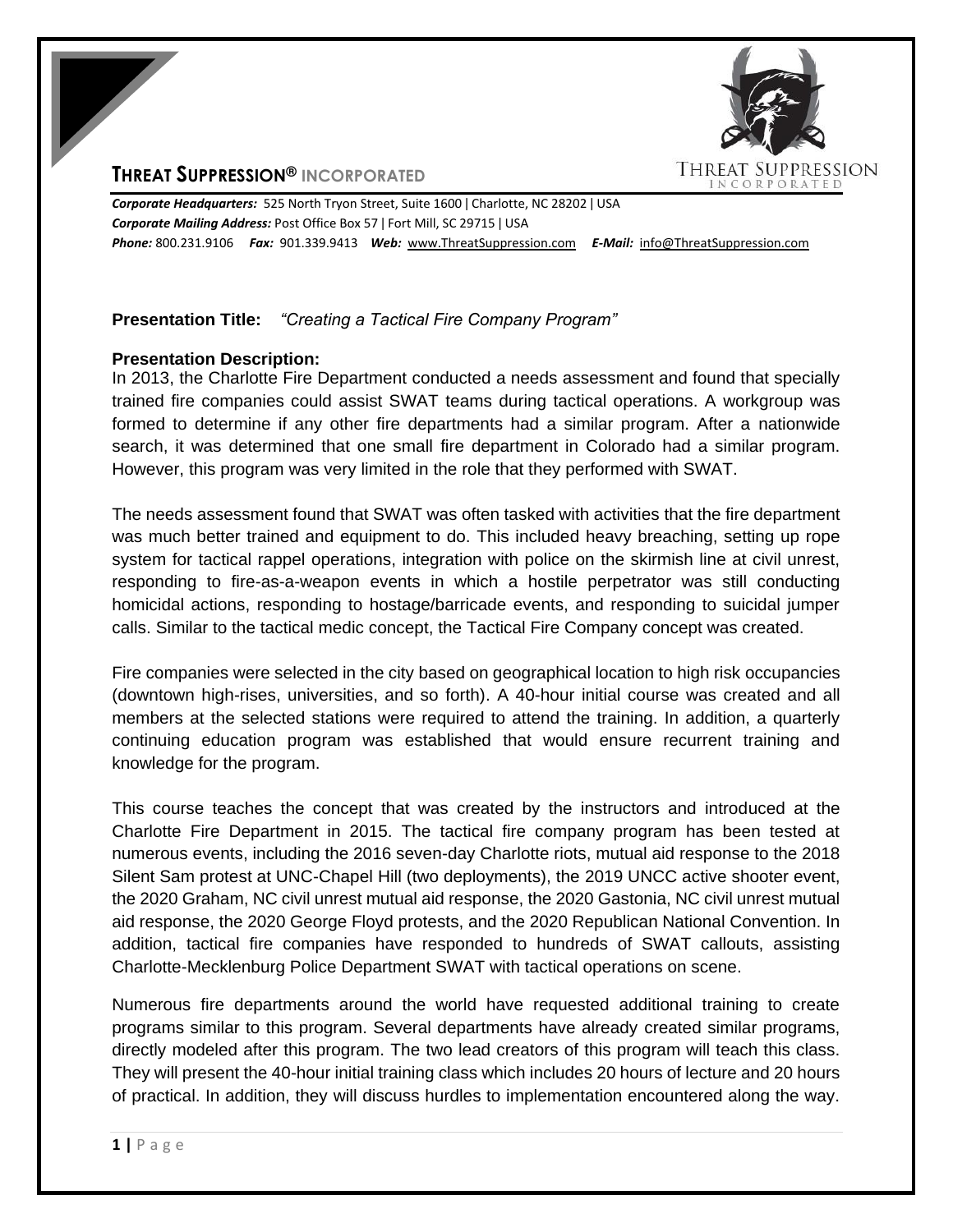# THREAT SUPPRESSION® INCORPORATED

***Corporate Headquarters:*** 525 North Tryon Street, Suite 1600 | Charlotte, NC 28202 | USA
***Corporate Mailing Address:*** Post Office Box 57 | Fort Mill, SC 29715 | USA
***Phone:*** 800.231.9106 ***Fax:*** 901.339.9413 ***Web:*** www.ThreatSuppression.com ***E-Mail:*** info@ThreatSuppression.com

**Presentation Title:** *"Creating a Tactical Fire Company Program"*

**Presentation Description:**

In 2013, the Charlotte Fire Department conducted a needs assessment and found that specially trained fire companies could assist SWAT teams during tactical operations. A workgroup was formed to determine if any other fire departments had a similar program. After a nationwide search, it was determined that one small fire department in Colorado had a similar program. However, this program was very limited in the role that they performed with SWAT.

The needs assessment found that SWAT was often tasked with activities that the fire department was much better trained and equipment to do. This included heavy breaching, setting up rope system for tactical rappel operations, integration with police on the skirmish line at civil unrest, responding to fire-as-a-weapon events in which a hostile perpetrator was still conducting homicidal actions, responding to hostage/barricade events, and responding to suicidal jumper calls. Similar to the tactical medic concept, the Tactical Fire Company concept was created.

Fire companies were selected in the city based on geographical location to high risk occupancies (downtown high-rises, universities, and so forth). A 40-hour initial course was created and all members at the selected stations were required to attend the training. In addition, a quarterly continuing education program was established that would ensure recurrent training and knowledge for the program.

This course teaches the concept that was created by the instructors and introduced at the Charlotte Fire Department in 2015. The tactical fire company program has been tested at numerous events, including the 2016 seven-day Charlotte riots, mutual aid response to the 2018 Silent Sam protest at UNC-Chapel Hill (two deployments), the 2019 UNCC active shooter event, the 2020 Graham, NC civil unrest mutual aid response, the 2020 Gastonia, NC civil unrest mutual aid response, the 2020 George Floyd protests, and the 2020 Republican National Convention. In addition, tactical fire companies have responded to hundreds of SWAT callouts, assisting Charlotte-Mecklenburg Police Department SWAT with tactical operations on scene.

Numerous fire departments around the world have requested additional training to create programs similar to this program. Several departments have already created similar programs, directly modeled after this program. The two lead creators of this program will teach this class. They will present the 40-hour initial training class which includes 20 hours of lecture and 20 hours of practical. In addition, they will discuss hurdles to implementation encountered along the way.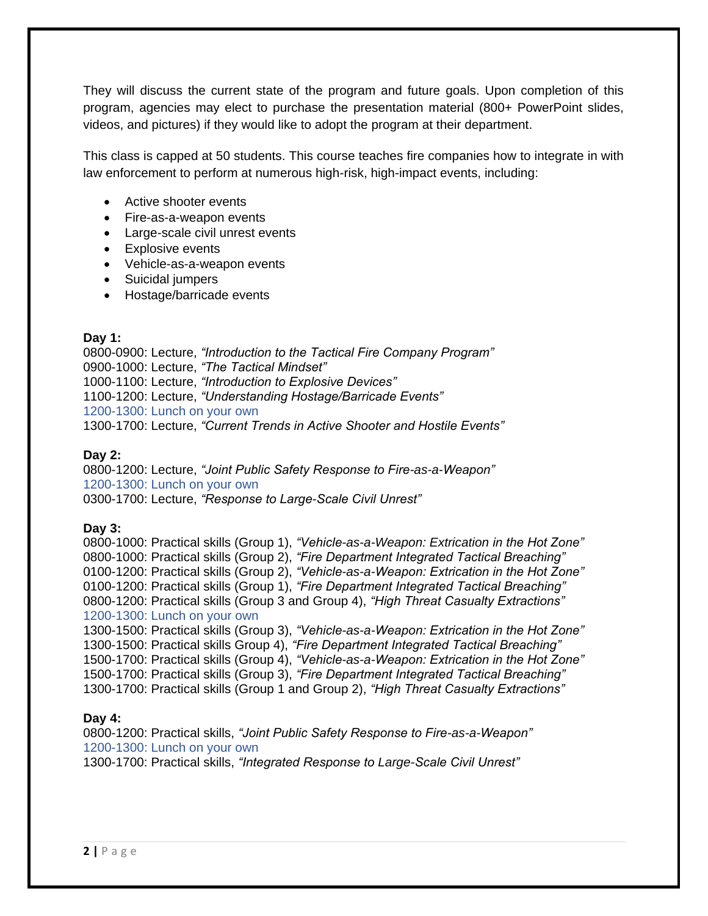They will discuss the current state of the program and future goals. Upon completion of this program, agencies may elect to purchase the presentation material (800+ PowerPoint slides, videos, and pictures) if they would like to adopt the program at their department.

This class is capped at 50 students. This course teaches fire companies how to integrate in with law enforcement to perform at numerous high-risk, high-impact events, including:

- Active shooter events
- Fire-as-a-weapon events
- Large-scale civil unrest events
- Explosive events
- Vehicle-as-a-weapon events
- Suicidal jumpers
- Hostage/barricade events

**Day 1:**
0800-0900: Lecture, *"Introduction to the Tactical Fire Company Program"*
0900-1000: Lecture, *"The Tactical Mindset"*
1000-1100: Lecture, *"Introduction to Explosive Devices"*
1100-1200: Lecture, *"Understanding Hostage/Barricade Events"*
1200-1300: Lunch on your own
1300-1700: Lecture, *"Current Trends in Active Shooter and Hostile Events"*

**Day 2:**
0800-1200: Lecture, *"Joint Public Safety Response to Fire-as-a-Weapon"*
1200-1300: Lunch on your own
0300-1700: Lecture, *"Response to Large-Scale Civil Unrest"*

**Day 3:**
0800-1000: Practical skills (Group 1), *"Vehicle-as-a-Weapon: Extrication in the Hot Zone"*
0800-1000: Practical skills (Group 2), *"Fire Department Integrated Tactical Breaching"*
0100-1200: Practical skills (Group 2), *"Vehicle-as-a-Weapon: Extrication in the Hot Zone"*
0100-1200: Practical skills (Group 1), *"Fire Department Integrated Tactical Breaching"*
0800-1200: Practical skills (Group 3 and Group 4), *"High Threat Casualty Extractions"*
1200-1300: Lunch on your own
1300-1500: Practical skills (Group 3), *"Vehicle-as-a-Weapon: Extrication in the Hot Zone"*
1300-1500: Practical skills Group 4), *"Fire Department Integrated Tactical Breaching"*
1500-1700: Practical skills (Group 4), *"Vehicle-as-a-Weapon: Extrication in the Hot Zone"*
1500-1700: Practical skills (Group 3), *"Fire Department Integrated Tactical Breaching"*
1300-1700: Practical skills (Group 1 and Group 2), *"High Threat Casualty Extractions"*

**Day 4:**
0800-1200: Practical skills, *"Joint Public Safety Response to Fire-as-a-Weapon"*
1200-1300: Lunch on your own
1300-1700: Practical skills, *"Integrated Response to Large-Scale Civil Unrest"*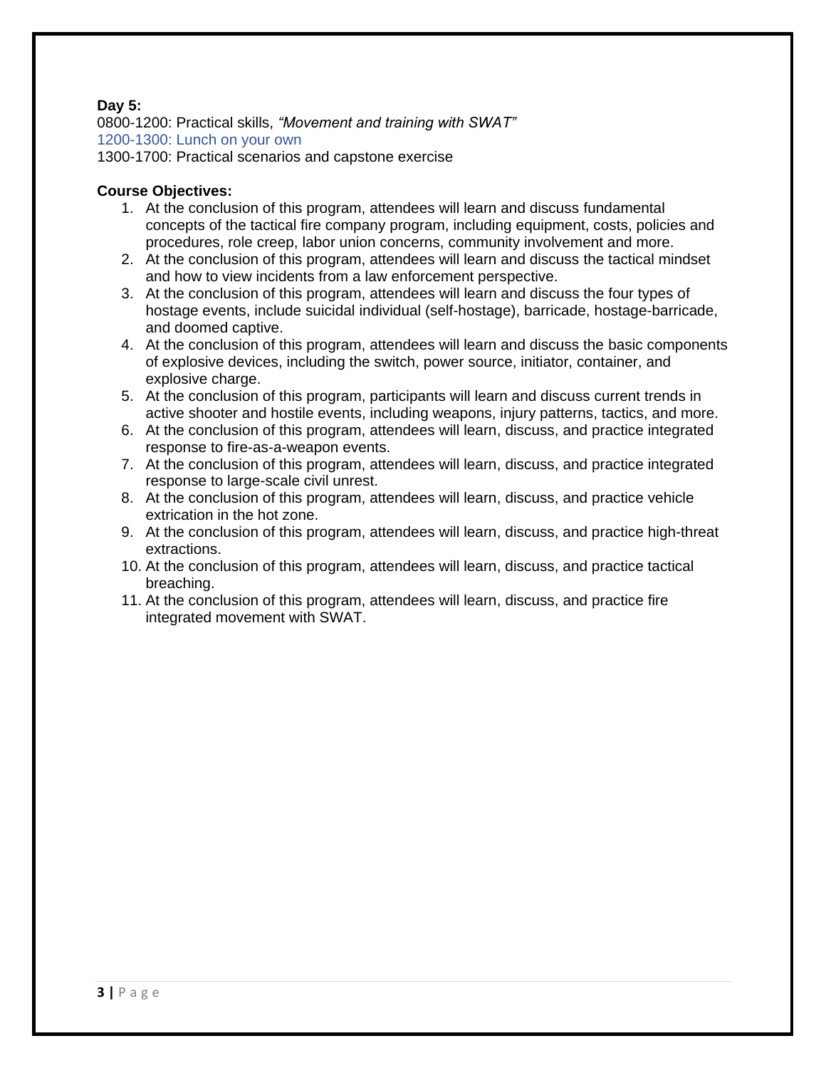**Day 5:**
0800-1200: Practical skills, *"Movement and training with SWAT"*
1200-1300: Lunch on your own
1300-1700: Practical scenarios and capstone exercise

**Course Objectives:**

1. At the conclusion of this program, attendees will learn and discuss fundamental concepts of the tactical fire company program, including equipment, costs, policies and procedures, role creep, labor union concerns, community involvement and more.
2. At the conclusion of this program, attendees will learn and discuss the tactical mindset and how to view incidents from a law enforcement perspective.
3. At the conclusion of this program, attendees will learn and discuss the four types of hostage events, include suicidal individual (self-hostage), barricade, hostage-barricade, and doomed captive.
4. At the conclusion of this program, attendees will learn and discuss the basic components of explosive devices, including the switch, power source, initiator, container, and explosive charge.
5. At the conclusion of this program, participants will learn and discuss current trends in active shooter and hostile events, including weapons, injury patterns, tactics, and more.
6. At the conclusion of this program, attendees will learn, discuss, and practice integrated response to fire-as-a-weapon events.
7. At the conclusion of this program, attendees will learn, discuss, and practice integrated response to large-scale civil unrest.
8. At the conclusion of this program, attendees will learn, discuss, and practice vehicle extrication in the hot zone.
9. At the conclusion of this program, attendees will learn, discuss, and practice high-threat extractions.
10. At the conclusion of this program, attendees will learn, discuss, and practice tactical breaching.
11. At the conclusion of this program, attendees will learn, discuss, and practice fire integrated movement with SWAT.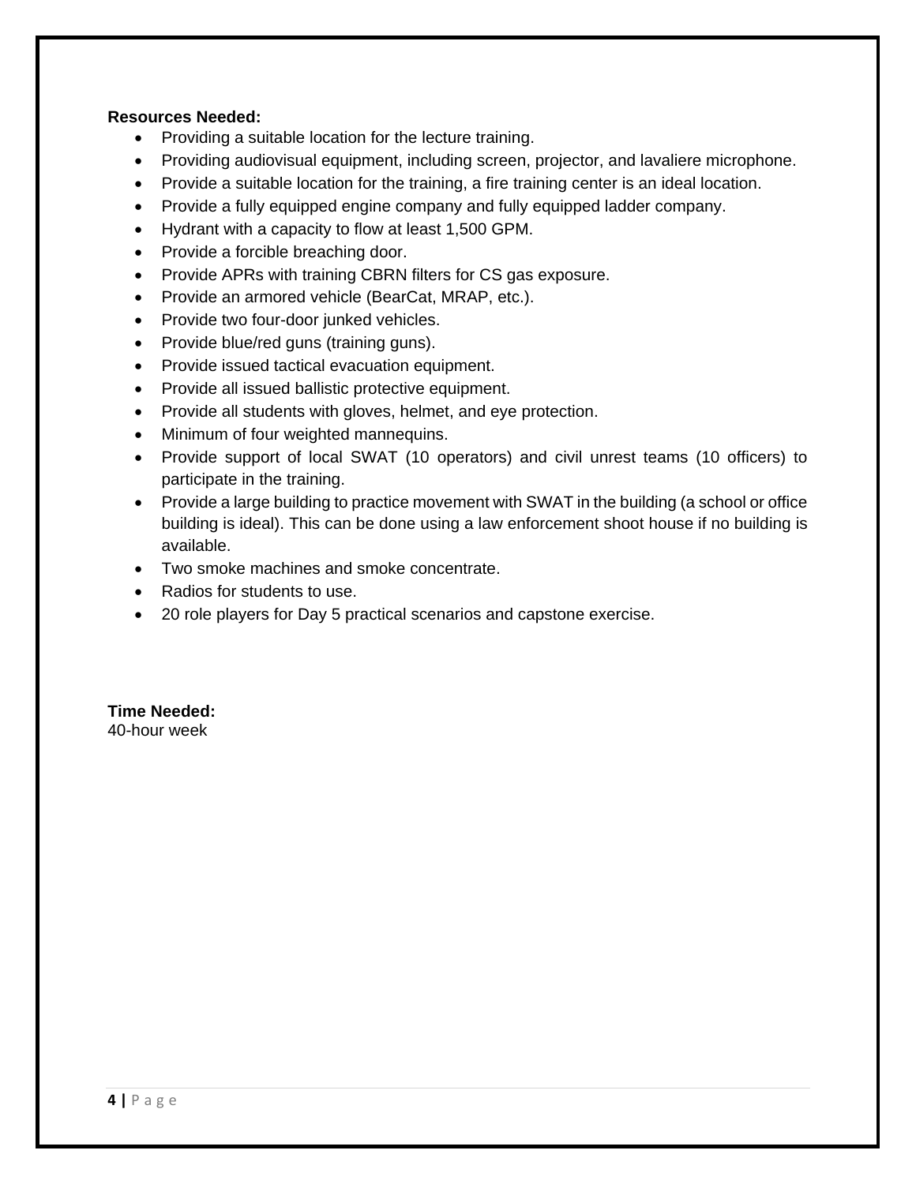**Resources Needed:**

- Providing a suitable location for the lecture training.
- Providing audiovisual equipment, including screen, projector, and lavaliere microphone.
- Provide a suitable location for the training, a fire training center is an ideal location.
- Provide a fully equipped engine company and fully equipped ladder company.
- Hydrant with a capacity to flow at least 1,500 GPM.
- Provide a forcible breaching door.
- Provide APRs with training CBRN filters for CS gas exposure.
- Provide an armored vehicle (BearCat, MRAP, etc.).
- Provide two four-door junked vehicles.
- Provide blue/red guns (training guns).
- Provide issued tactical evacuation equipment.
- Provide all issued ballistic protective equipment.
- Provide all students with gloves, helmet, and eye protection.
- Minimum of four weighted mannequins.
- Provide support of local SWAT (10 operators) and civil unrest teams (10 officers) to participate in the training.
- Provide a large building to practice movement with SWAT in the building (a school or office building is ideal). This can be done using a law enforcement shoot house if no building is available.
- Two smoke machines and smoke concentrate.
- Radios for students to use.
- 20 role players for Day 5 practical scenarios and capstone exercise.

**Time Needed:**
40-hour week